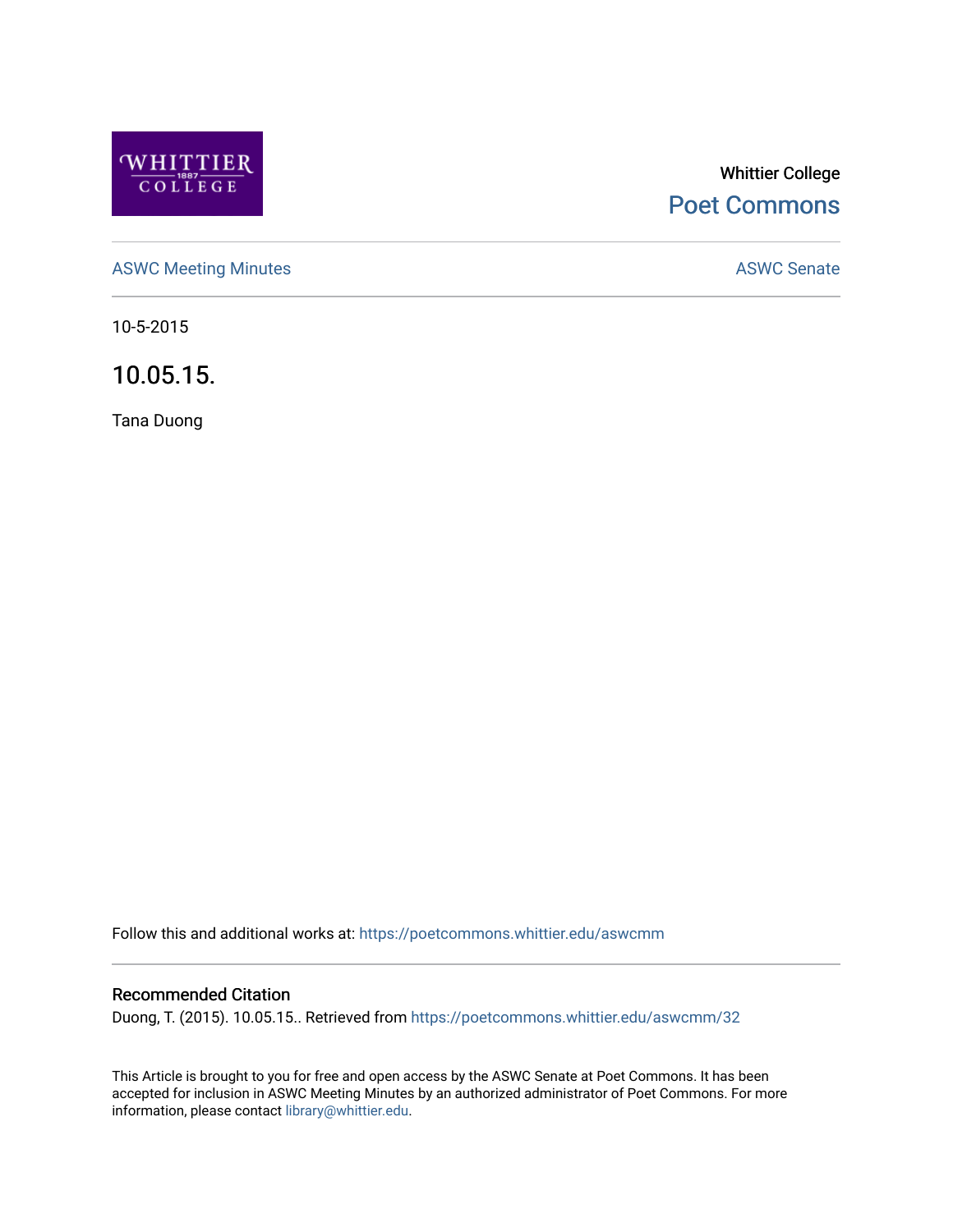Whittier College

Poet Commons

ASWC Meeting Minutes

ASWC Senate

10-5-2015

# 10.05.15.

Tana Duong

Follow this and additional works at: https://poetcommons.whittier.edu/aswcmm

## Recommended Citation

Duong, T. (2015). 10.05.15.. Retrieved from https://poetcommons.whittier.edu/aswcmm/32

This Article is brought to you for free and open access by the ASWC Senate at Poet Commons. It has been accepted for inclusion in ASWC Meeting Minutes by an authorized administrator of Poet Commons. For more information, please contact library@whittier.edu.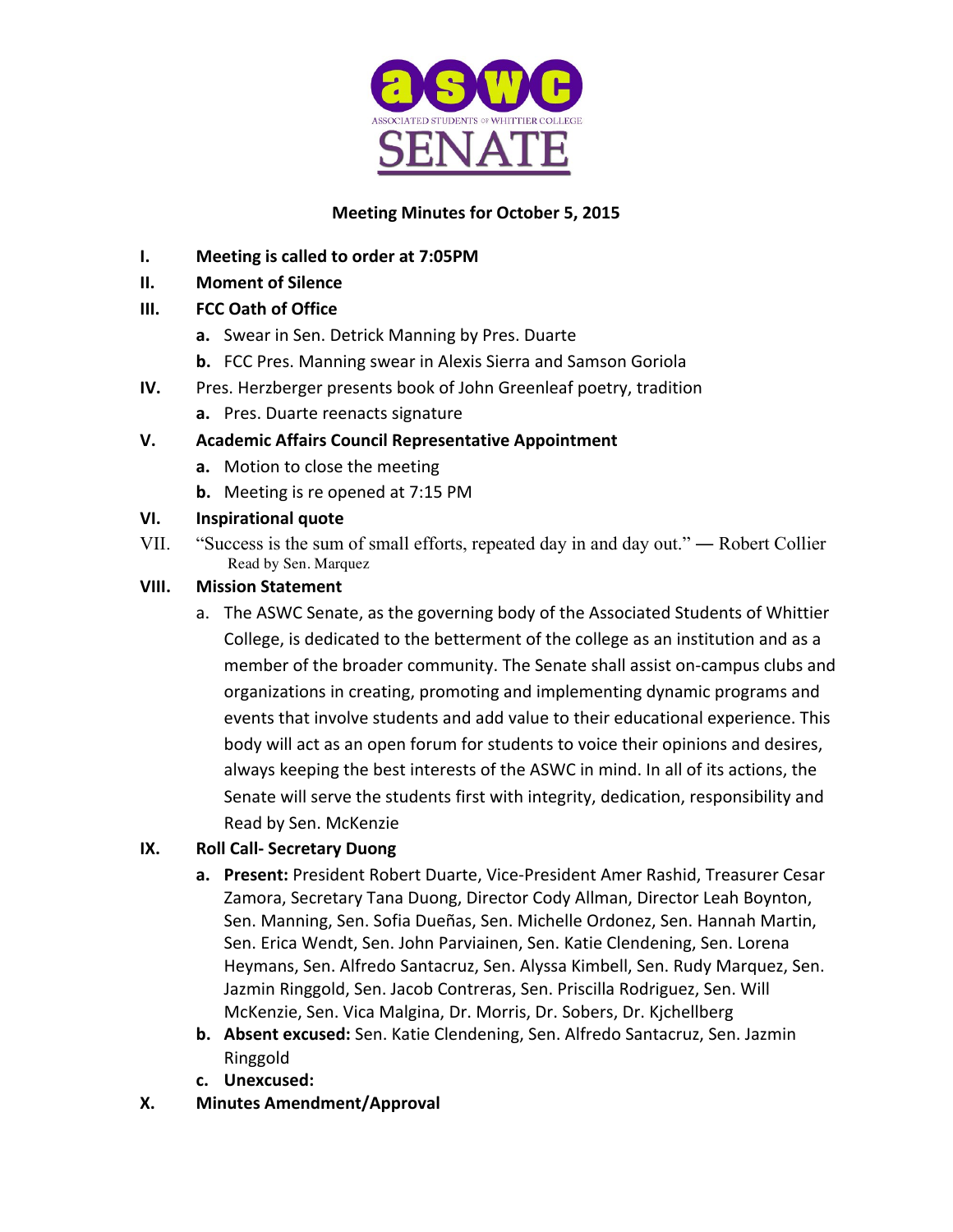# ASSOCIATED STUDENTS OF WHITTIER COLLEGE SENATE

**Meeting Minutes for October 5, 2015**

- **I. Meeting is called to order at 7:05PM**
- **II. Moment of Silence**
- **III. FCC Oath of Office**
  - **a.** Swear in Sen. Detrick Manning by Pres. Duarte
  - **b.** FCC Pres. Manning swear in Alexis Sierra and Samson Goriola
- IV. Pres. Herzberger presents book of John Greenleaf poetry, tradition
  - **a.** Pres. Duarte reenacts signature
- **V. Academic Affairs Council Representative Appointment**
  - **a.** Motion to close the meeting
  - **b.** Meeting is re opened at 7:15 PM
- **VI. Inspirational quote**
- VII. "Success is the sum of small efforts, repeated day in and day out." — Robert Collier
  Read by Sen. Marquez
- **VIII. Mission Statement**
  - a. The ASWC Senate, as the governing body of the Associated Students of Whittier College, is dedicated to the betterment of the college as an institution and as a member of the broader community. The Senate shall assist on-campus clubs and organizations in creating, promoting and implementing dynamic programs and events that involve students and add value to their educational experience. This body will act as an open forum for students to voice their opinions and desires, always keeping the best interests of the ASWC in mind. In all of its actions, the Senate will serve the students first with integrity, dedication, responsibility and Read by Sen. McKenzie
- **IX. Roll Call- Secretary Duong**
  - **a. Present:** President Robert Duarte, Vice-President Amer Rashid, Treasurer Cesar Zamora, Secretary Tana Duong, Director Cody Allman, Director Leah Boynton, Sen. Manning, Sen. Sofia Dueñas, Sen. Michelle Ordonez, Sen. Hannah Martin, Sen. Erica Wendt, Sen. John Parviainen, Sen. Katie Clendening, Sen. Lorena Heymans, Sen. Alfredo Santacruz, Sen. Alyssa Kimbell, Sen. Rudy Marquez, Sen. Jazmin Ringgold, Sen. Jacob Contreras, Sen. Priscilla Rodriguez, Sen. Will McKenzie, Sen. Vica Malgina, Dr. Morris, Dr. Sobers, Dr. Kjchellberg
  - **b. Absent excused:** Sen. Katie Clendening, Sen. Alfredo Santacruz, Sen. Jazmin Ringgold
  - **c. Unexcused:**
- **X. Minutes Amendment/Approval**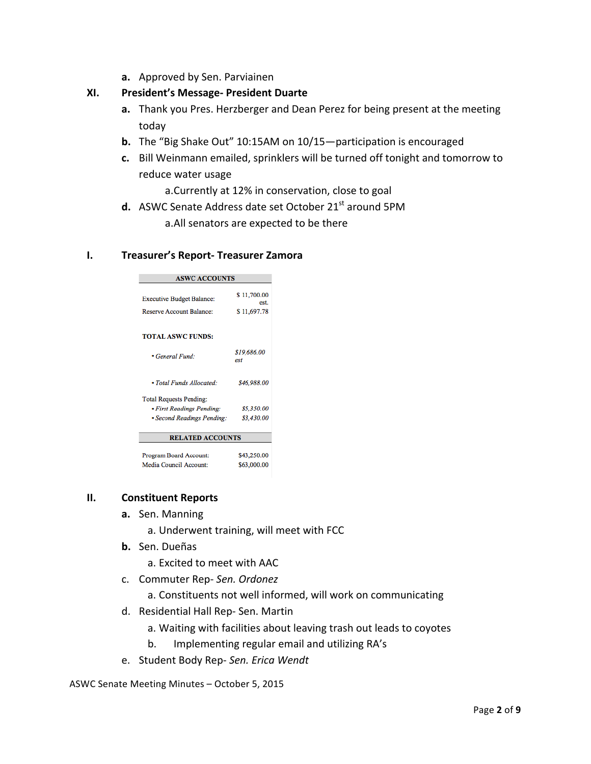a. Approved by Sen. Parviainen

XI. **President's Message- President Duarte**

a. Thank you Pres. Herzberger and Dean Perez for being present at the meeting today
b. The "Big Shake Out" 10:15AM on 10/15—participation is encouraged
c. Bill Weinmann emailed, sprinklers will be turned off tonight and tomorrow to reduce water usage
    a. Currently at 12% in conservation, close to goal
d. ASWC Senate Address date set October 21st around 5PM
    a. All senators are expected to be there

I. **Treasurer's Report- Treasurer Zamora**

| ASWC ACCOUNTS | |
| --- | --- |
| Executive Budget Balance: | $ 11,700.00 est. |
| Reserve Account Balance: | $ 11,697.78 |
| **TOTAL ASWC FUNDS:** | |
| • *General Fund:* | *$19,686.00 est* |
| • *Total Funds Allocated:* | *$46,988.00* |
| Total Requests Pending: | |
| • *First Readings Pending:* | *$5,350.00* |
| • *Second Readings Pending:* | *$3,430.00* |
| **RELATED ACCOUNTS** | |
| Program Board Account: | $43,250.00 |
| Media Council Account: | $63,000.00 |

II. **Constituent Reports**

a. Sen. Manning
    a. Underwent training, will meet with FCC
b. Sen. Dueñas
    a. Excited to meet with AAC
c. Commuter Rep- *Sen. Ordonez*
    a. Constituents not well informed, will work on communicating
d. Residential Hall Rep- Sen. Martin
    a. Waiting with facilities about leaving trash out leads to coyotes
    b. Implementing regular email and utilizing RA's
e. Student Body Rep- *Sen. Erica Wendt*

ASWC Senate Meeting Minutes – October 5, 2015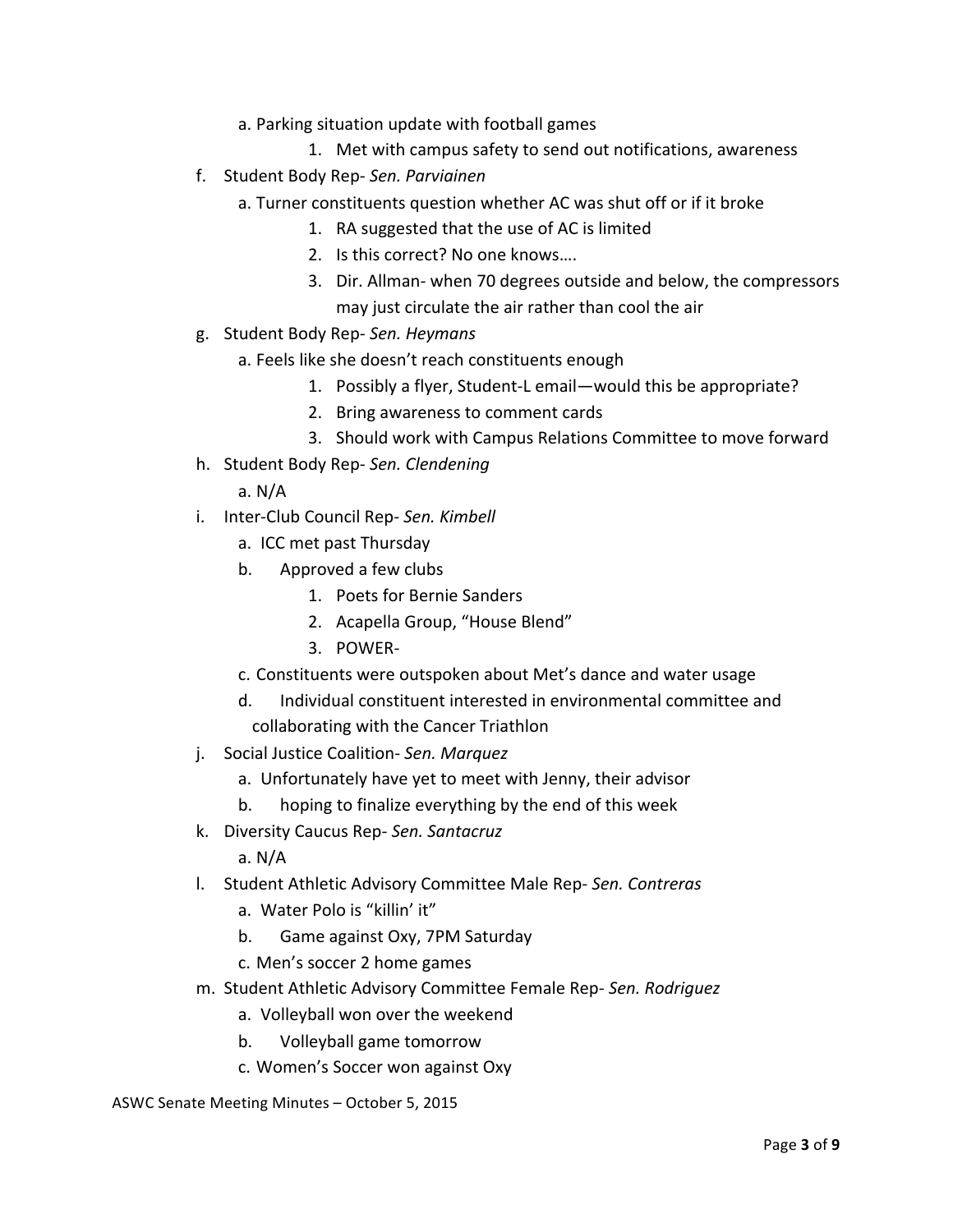a. Parking situation update with football games
      1. Met with campus safety to send out notifications, awareness
f. Student Body Rep- *Sen. Parviainen*
   a. Turner constituents question whether AC was shut off or if it broke
      1. RA suggested that the use of AC is limited
      2. Is this correct? No one knows….
      3. Dir. Allman- when 70 degrees outside and below, the compressors may just circulate the air rather than cool the air
g. Student Body Rep- *Sen. Heymans*
   a. Feels like she doesn't reach constituents enough
      1. Possibly a flyer, Student-L email—would this be appropriate?
      2. Bring awareness to comment cards
      3. Should work with Campus Relations Committee to move forward
h. Student Body Rep- *Sen. Clendening*
   a. N/A
i. Inter-Club Council Rep- *Sen. Kimbell*
   a. ICC met past Thursday
   b. Approved a few clubs
      1. Poets for Bernie Sanders
      2. Acapella Group, "House Blend"
      3. POWER-
   c. Constituents were outspoken about Met's dance and water usage
   d. Individual constituent interested in environmental committee and collaborating with the Cancer Triathlon
j. Social Justice Coalition- *Sen. Marquez*
   a. Unfortunately have yet to meet with Jenny, their advisor
   b. hoping to finalize everything by the end of this week
k. Diversity Caucus Rep- *Sen. Santacruz*
   a. N/A
l. Student Athletic Advisory Committee Male Rep- *Sen. Contreras*
   a. Water Polo is "killin' it"
   b. Game against Oxy, 7PM Saturday
   c. Men's soccer 2 home games
m. Student Athletic Advisory Committee Female Rep- *Sen. Rodriguez*
   a. Volleyball won over the weekend
   b. Volleyball game tomorrow
   c. Women's Soccer won against Oxy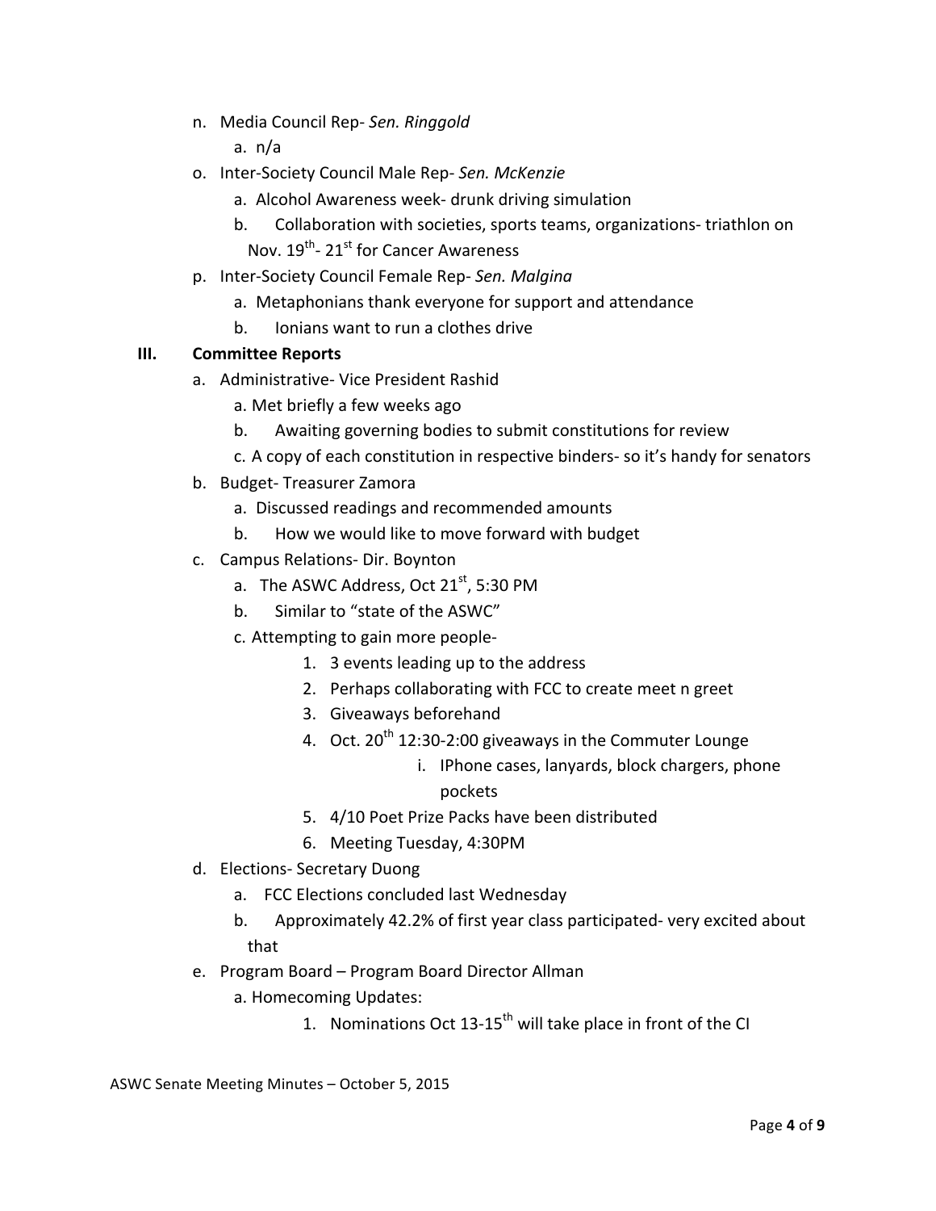n. Media Council Rep- *Sen. Ringgold*
   a. n/a
o. Inter-Society Council Male Rep- *Sen. McKenzie*
   a. Alcohol Awareness week- drunk driving simulation
   b. Collaboration with societies, sports teams, organizations- triathlon on Nov. 19th- 21st for Cancer Awareness
p. Inter-Society Council Female Rep- *Sen. Malgina*
   a. Metaphonians thank everyone for support and attendance
   b. Ionians want to run a clothes drive

**III. Committee Reports**

a. Administrative- Vice President Rashid
   a. Met briefly a few weeks ago
   b. Awaiting governing bodies to submit constitutions for review
   c. A copy of each constitution in respective binders- so it's handy for senators
b. Budget- Treasurer Zamora
   a. Discussed readings and recommended amounts
   b. How we would like to move forward with budget
c. Campus Relations- Dir. Boynton
   a. The ASWC Address, Oct 21st, 5:30 PM
   b. Similar to "state of the ASWC"
   c. Attempting to gain more people-
      1. 3 events leading up to the address
      2. Perhaps collaborating with FCC to create meet n greet
      3. Giveaways beforehand
      4. Oct. 20th 12:30-2:00 giveaways in the Commuter Lounge
         i. IPhone cases, lanyards, block chargers, phone pockets
      5. 4/10 Poet Prize Packs have been distributed
      6. Meeting Tuesday, 4:30PM
d. Elections- Secretary Duong
   a. FCC Elections concluded last Wednesday
   b. Approximately 42.2% of first year class participated- very excited about that
e. Program Board – Program Board Director Allman
   a. Homecoming Updates:
      1. Nominations Oct 13-15th will take place in front of the CI

ASWC Senate Meeting Minutes – October 5, 2015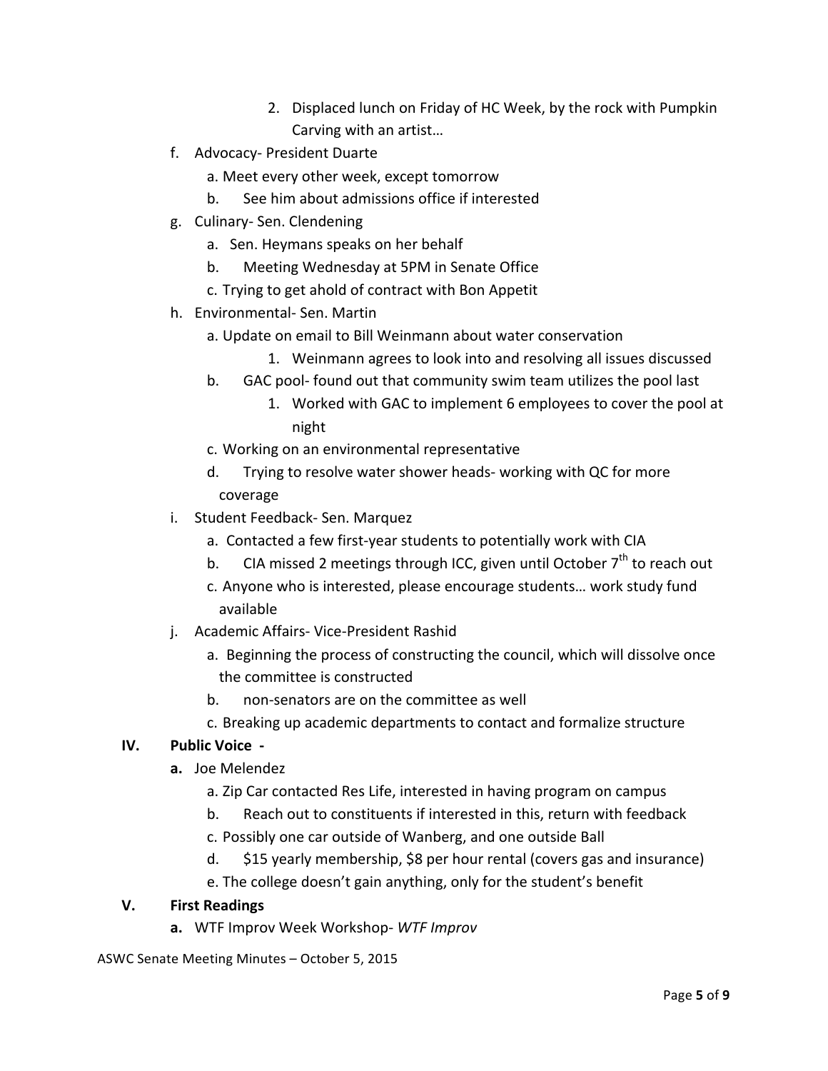2. Displaced lunch on Friday of HC Week, by the rock with Pumpkin Carving with an artist…

f. Advocacy- President Duarte
   a. Meet every other week, except tomorrow
   b. See him about admissions office if interested

g. Culinary- Sen. Clendening
   a. Sen. Heymans speaks on her behalf
   b. Meeting Wednesday at 5PM in Senate Office
   c. Trying to get ahold of contract with Bon Appetit

h. Environmental- Sen. Martin
   a. Update on email to Bill Weinmann about water conservation
      1. Weinmann agrees to look into and resolving all issues discussed
   b. GAC pool- found out that community swim team utilizes the pool last
      1. Worked with GAC to implement 6 employees to cover the pool at night
   c. Working on an environmental representative
   d. Trying to resolve water shower heads- working with QC for more coverage

i. Student Feedback- Sen. Marquez
   a. Contacted a few first-year students to potentially work with CIA
   b. CIA missed 2 meetings through ICC, given until October 7th to reach out
   c. Anyone who is interested, please encourage students… work study fund available

j. Academic Affairs- Vice-President Rashid
   a. Beginning the process of constructing the council, which will dissolve once the committee is constructed
   b. non-senators are on the committee as well
   c. Breaking up academic departments to contact and formalize structure

## IV. Public Voice -

**a.** Joe Melendez
   a. Zip Car contacted Res Life, interested in having program on campus
   b. Reach out to constituents if interested in this, return with feedback
   c. Possibly one car outside of Wanberg, and one outside Ball
   d. $15 yearly membership, $8 per hour rental (covers gas and insurance)
   e. The college doesn't gain anything, only for the student's benefit

## V. First Readings

**a.** WTF Improv Week Workshop- *WTF Improv*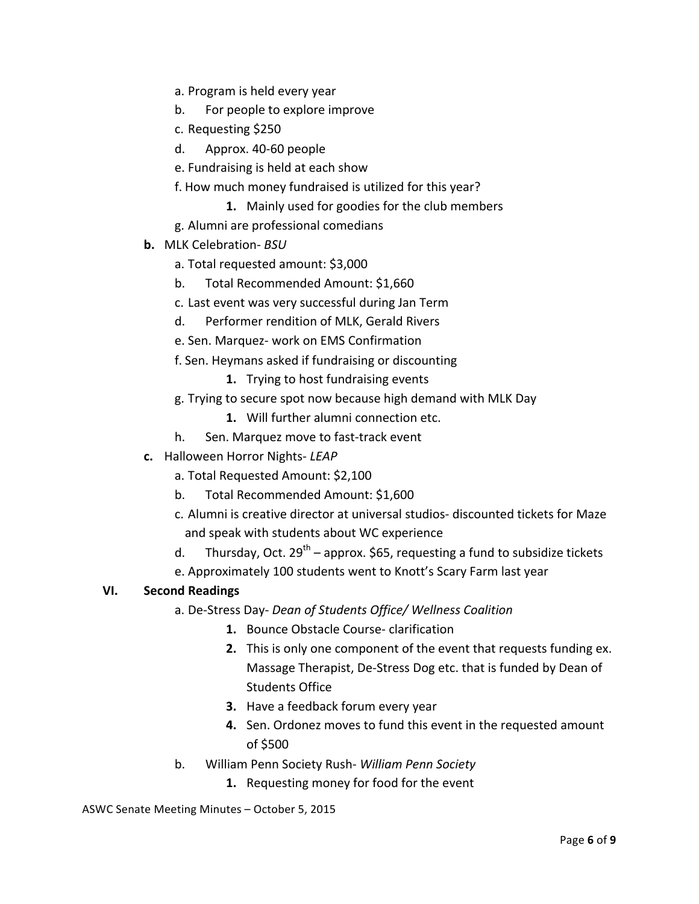- a. Program is held every year
- b. For people to explore improve
- c. Requesting $250
- d. Approx. 40-60 people
- e. Fundraising is held at each show
- f. How much money fundraised is utilized for this year?
  1. Mainly used for goodies for the club members
- g. Alumni are professional comedians

**b.** MLK Celebration- *BSU*

- a. Total requested amount: $3,000
- b. Total Recommended Amount: $1,660
- c. Last event was very successful during Jan Term
- d. Performer rendition of MLK, Gerald Rivers
- e. Sen. Marquez- work on EMS Confirmation
- f. Sen. Heymans asked if fundraising or discounting
  1. Trying to host fundraising events
- g. Trying to secure spot now because high demand with MLK Day
  1. Will further alumni connection etc.
- h. Sen. Marquez move to fast-track event

**c.** Halloween Horror Nights- *LEAP*

- a. Total Requested Amount: $2,100
- b. Total Recommended Amount: $1,600
- c. Alumni is creative director at universal studios- discounted tickets for Maze and speak with students about WC experience
- d. Thursday, Oct. 29th – approx. $65, requesting a fund to subsidize tickets
- e. Approximately 100 students went to Knott's Scary Farm last year

## VI. Second Readings

- a. De-Stress Day- *Dean of Students Office/ Wellness Coalition*
  1. Bounce Obstacle Course- clarification
  2. This is only one component of the event that requests funding ex. Massage Therapist, De-Stress Dog etc. that is funded by Dean of Students Office
  3. Have a feedback forum every year
  4. Sen. Ordonez moves to fund this event in the requested amount of $500
- b. William Penn Society Rush- *William Penn Society*
  1. Requesting money for food for the event

ASWC Senate Meeting Minutes – October 5, 2015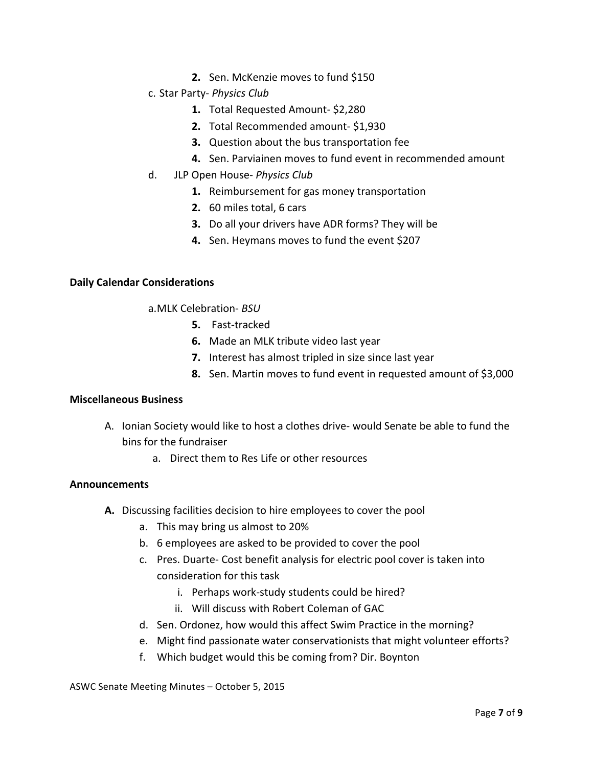2. Sen. McKenzie moves to fund $150

c. Star Party- *Physics Club*

1. Total Requested Amount- $2,280
2. Total Recommended amount- $1,930
3. Question about the bus transportation fee
4. Sen. Parviainen moves to fund event in recommended amount

d. JLP Open House- *Physics Club*

1. Reimbursement for gas money transportation
2. 60 miles total, 6 cars
3. Do all your drivers have ADR forms? They will be
4. Sen. Heymans moves to fund the event $207

**Daily Calendar Considerations**

a. MLK Celebration- *BSU*

5. Fast-tracked
6. Made an MLK tribute video last year
7. Interest has almost tripled in size since last year
8. Sen. Martin moves to fund event in requested amount of $3,000

**Miscellaneous Business**

A. Ionian Society would like to host a clothes drive- would Senate be able to fund the bins for the fundraiser
   a. Direct them to Res Life or other resources

**Announcements**

A. Discussing facilities decision to hire employees to cover the pool
   a. This may bring us almost to 20%
   b. 6 employees are asked to be provided to cover the pool
   c. Pres. Duarte- Cost benefit analysis for electric pool cover is taken into consideration for this task
      i. Perhaps work-study students could be hired?
      ii. Will discuss with Robert Coleman of GAC
   d. Sen. Ordonez, how would this affect Swim Practice in the morning?
   e. Might find passionate water conservationists that might volunteer efforts?
   f. Which budget would this be coming from? Dir. Boynton

ASWC Senate Meeting Minutes – October 5, 2015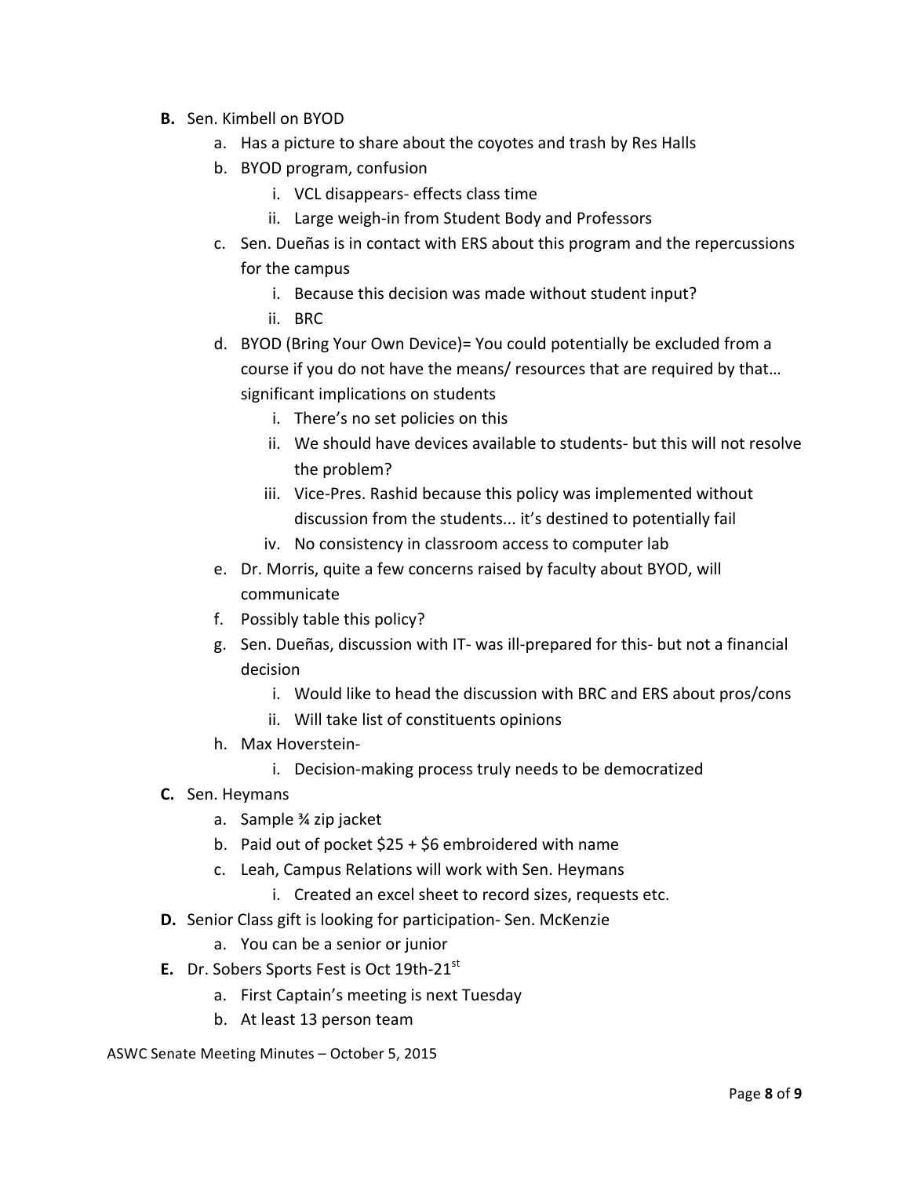**B.** Sen. Kimbell on BYOD

a. Has a picture to share about the coyotes and trash by Res Halls

b. BYOD program, confusion

   i. VCL disappears- effects class time

   ii. Large weigh-in from Student Body and Professors

c. Sen. Dueñas is in contact with ERS about this program and the repercussions for the campus

   i. Because this decision was made without student input?

   ii. BRC

d. BYOD (Bring Your Own Device)= You could potentially be excluded from a course if you do not have the means/ resources that are required by that… significant implications on students

   i. There's no set policies on this

   ii. We should have devices available to students- but this will not resolve the problem?

   iii. Vice-Pres. Rashid because this policy was implemented without discussion from the students... it's destined to potentially fail

   iv. No consistency in classroom access to computer lab

e. Dr. Morris, quite a few concerns raised by faculty about BYOD, will communicate

f. Possibly table this policy?

g. Sen. Dueñas, discussion with IT- was ill-prepared for this- but not a financial decision

   i. Would like to head the discussion with BRC and ERS about pros/cons

   ii. Will take list of constituents opinions

h. Max Hoverstein-

   i. Decision-making process truly needs to be democratized

**C.** Sen. Heymans

a. Sample ¾ zip jacket

b. Paid out of pocket $25 + $6 embroidered with name

c. Leah, Campus Relations will work with Sen. Heymans

   i. Created an excel sheet to record sizes, requests etc.

**D.** Senior Class gift is looking for participation- Sen. McKenzie

a. You can be a senior or junior

**E.** Dr. Sobers Sports Fest is Oct 19th-21st

a. First Captain's meeting is next Tuesday

b. At least 13 person team

ASWC Senate Meeting Minutes – October 5, 2015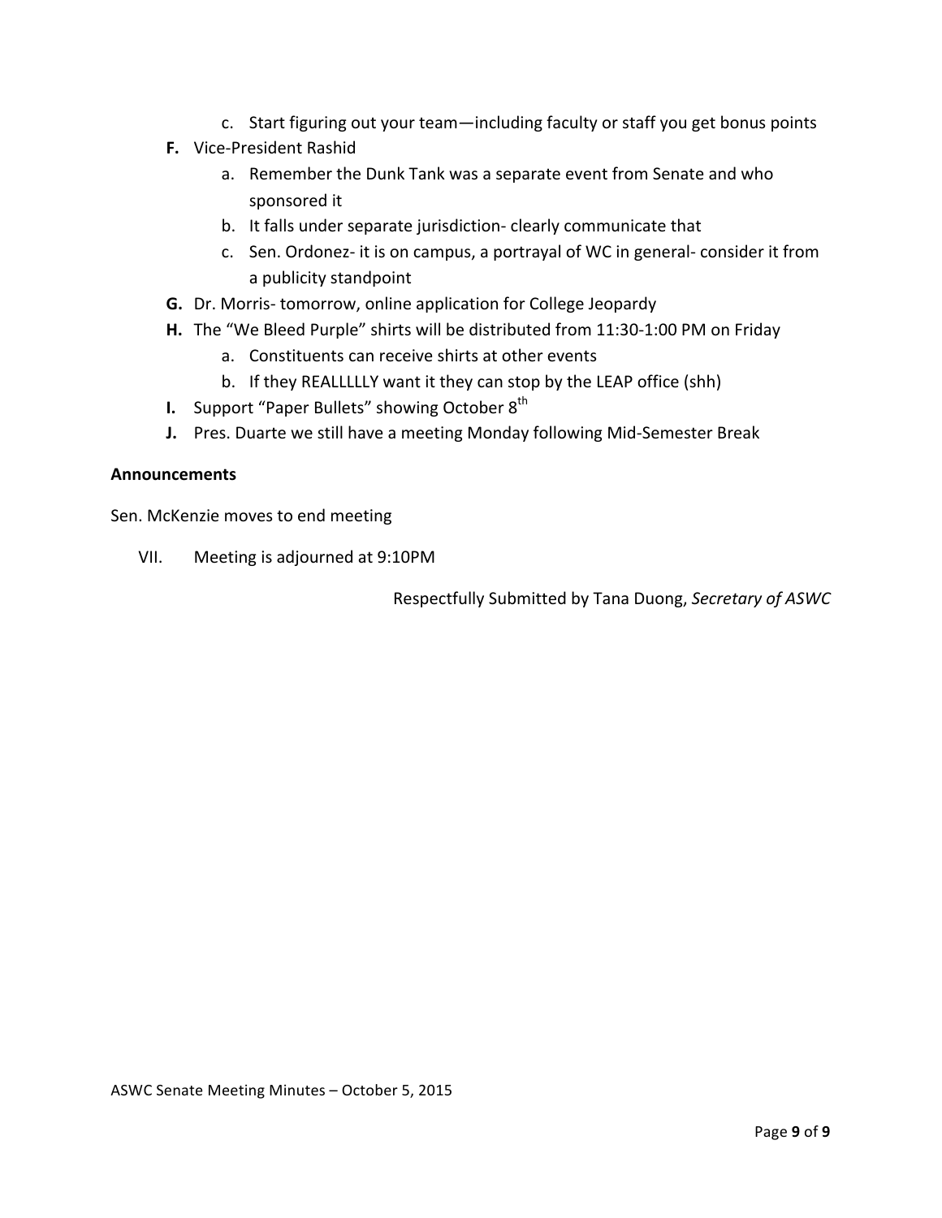c. Start figuring out your team—including faculty or staff you get bonus points

**F.** Vice-President Rashid

    a. Remember the Dunk Tank was a separate event from Senate and who sponsored it
    b. It falls under separate jurisdiction- clearly communicate that
    c. Sen. Ordonez- it is on campus, a portrayal of WC in general- consider it from a publicity standpoint

**G.** Dr. Morris- tomorrow, online application for College Jeopardy

**H.** The "We Bleed Purple" shirts will be distributed from 11:30-1:00 PM on Friday

    a. Constituents can receive shirts at other events
    b. If they REALLLLLY want it they can stop by the LEAP office (shh)

**I.** Support "Paper Bullets" showing October 8th

**J.** Pres. Duarte we still have a meeting Monday following Mid-Semester Break

**Announcements**

Sen. McKenzie moves to end meeting

VII. Meeting is adjourned at 9:10PM

Respectfully Submitted by Tana Duong, *Secretary of ASWC*